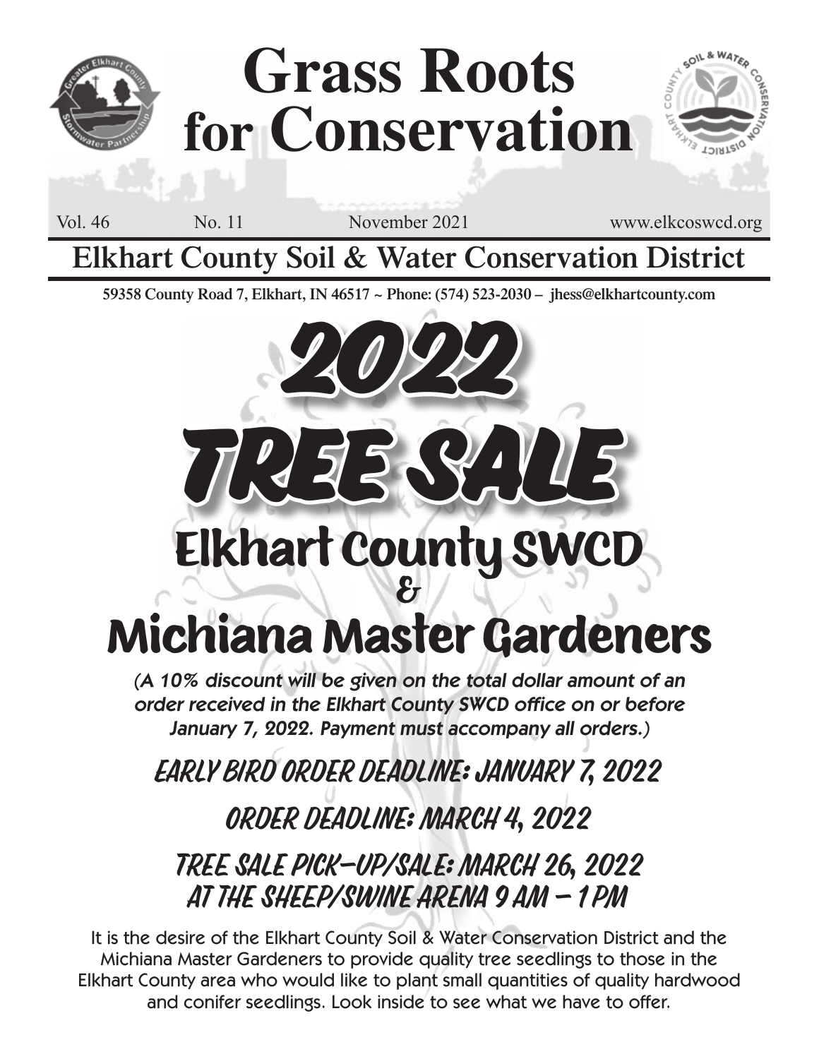# Grass Roots for Conservation

Vol. 46 No. 11 November 2021 www.elkcoswcd.org

## Elkhart County Soil & Water Conservation District

**59358 County Road 7, Elkhart, IN 46517 ~ Phone: (574) 523-2030 – jhess@elkhartcounty.com**

# 2022 TREE SALE

## Elkhart County SWCD & Michiana Master Gardeners

*(A 10% discount will be given on the total dollar amount of an order received in the Elkhart County SWCD office on or before January 7, 2022. Payment must accompany all orders.)*

### EARLY BIRD ORDER DEADLINE: JANUARY 7, 2022

### ORDER DEADLINE: MARCH 4, 2022

### TREE SALE PICK-UP/SALE: MARCH 26, 2022 AT THE SHEEP/SWINE ARENA 9 AM – 1 PM

It is the desire of the Elkhart County Soil & Water Conservation District and the Michiana Master Gardeners to provide quality tree seedlings to those in the Elkhart County area who would like to plant small quantities of quality hardwood and conifer seedlings. Look inside to see what we have to offer.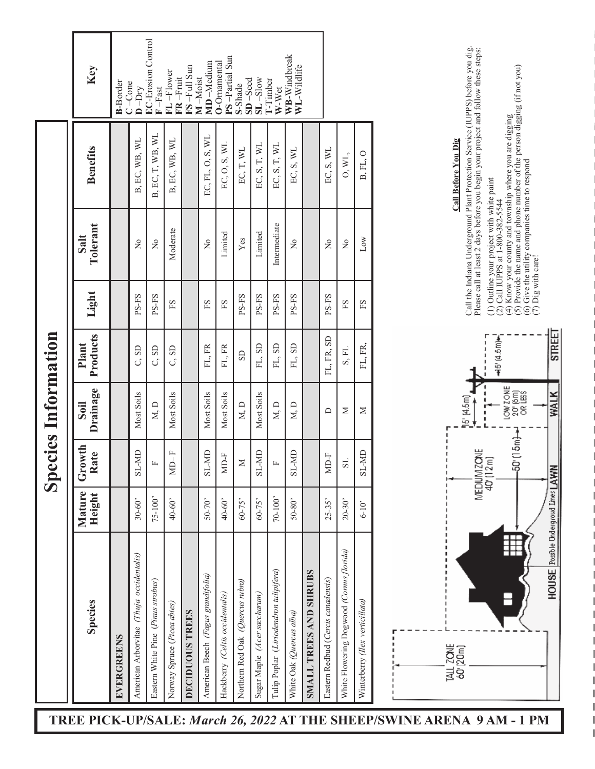# Species Information

| Species | Mature Height | Growth Rate | Soil Drainage | Plant Products | Light | Salt Tolerant | Benefits |
|---|---|---|---|---|---|---|---|
| **EVERGREENS** | | | | | | | |
| American Arborvitae *(Thuja occidentalis)* | 30-60' | SL-MD | Most Soils | C, SD | PS-FS | No | B, EC, WB, WL |
| Eastern White Pine *(Pinus strobus)* | 75-100' | F | M, D | C, SD | PS-FS | No | B, EC, T, WB, WL |
| Norway Spruce *(Picea abies)* | 40-60' | MD– F | Most Soils | C, SD | FS | Moderate | B, EC, WB, WL |
| **DECIDUOUS TREES** | | | | | | | |
| American Beech *(Fagus grandifolia)* | 50-70' | SL-MD | Most Soils | FL, FR | FS | No | EC, FL, O, S, WL |
| Hackberry *(Celtis occidentalis)* | 40-60' | MD-F | Most Soils | FL, FR | FS | Limited | EC, O, S, WL |
| Northern Red Oak *(Quercus rubra)* | 60-75' | M | M, D | SD | PS-FS | Yes | EC, T, WL |
| Sugar Maple *(Acer saccharum)* | 60-75' | SL-MD | Most Soils | FL, SD | PS-FS | Limited | EC, S, T, WL |
| Tulip Poplar *(Liriodendron tulipifera)* | 70-100' | F | M, D | FL, SD | PS-FS | Intermediate | EC, S, T, WL |
| White Oak *(Quercus alba)* | 50-80' | SL-MD | M, D | FL, SD | PS-FS | No | EC, S, WL |
| **SMALL TREES AND SHRUBS** | | | | | | | |
| Eastern Redbud *(Cercis canadensis)* | 25-35' | MD-F | D | FL, FR, SD | PS-FS | No | EC, S, WL |
| White Flowering Dogwood *(Cornus florida)* | 20-30' | SL | M | S, FL | FS | No | O, WL, |
| Winterberry *(Ilex verticillata)* | 6-10' | SL-MD | M | FL, FR, | FS | Low | B, FL, O |

**Key**

- **B**-Border
- **C** –Cone
- **D** –Dry
- **EC**-Erosion Control
- **F** –Fast
- **FL** –Flower
- **FR** –Fruit
- **FS** –Full Sun
- **M** –Moist
- **MD** –Medium
- **O**-Ornamental
- **PS** –Partial Sun
- **S**-Shade
- **SD** –Seed
- **SL** –Slow
- **T**-Timber
- **W**-Wet
- **WB**-Windbreak
- **WL**-Wildlife

TALL ZONE 60' (20m) · MEDIUM ZONE 40' (12m) · LOW ZONE 20' (6m) OR LESS · 50' (15m) · 15' (4.5m) · 15' (4.5m) · HOUSE · Possible Underground Lines · LAWN · WALK · STREET

**Call Before You Dig**

Call the Indiana Underground Plant Protection Service (IUPPS) before you dig. Please call at least 2 days before you begin your project and follow these steps:

(1) Outline your project with white paint
(2) Call IUPPS at 1-800-382-5544
(4) Know your county and township where you are digging
(5) Provide the name and phone number of the person digging (if not you)
(6) Give the utility companies time to respond
(7) Dig with care!

**TREE PICK-UP/SALE:** ***March 26, 2022*** **AT THE SHEEP/SWINE ARENA 9 AM - 1 PM**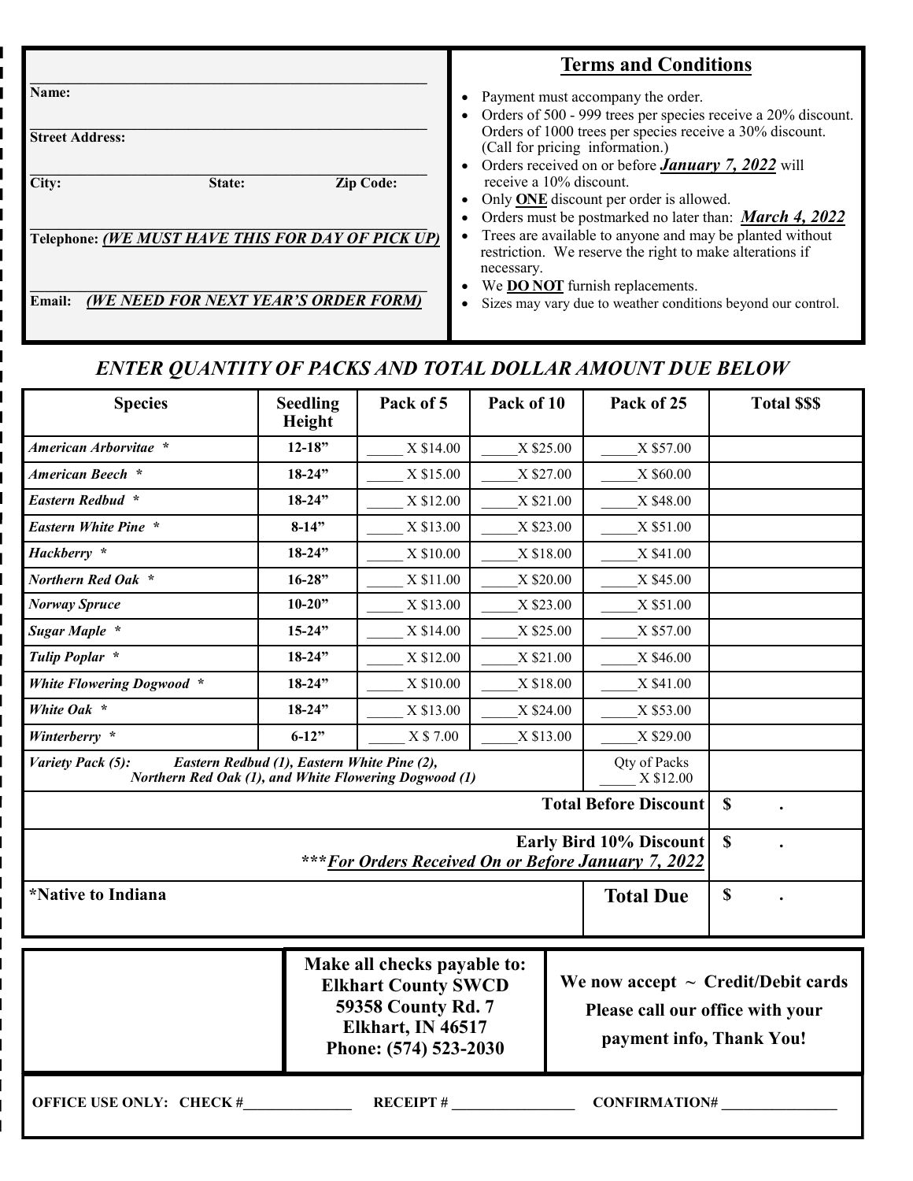Name: ____________________

Street Address: ____________________

City: ____________ State: ____________ Zip Code: ____________

Telephone: ***(WE MUST HAVE THIS FOR DAY OF PICK UP)*** ____________________

Email: ***(WE NEED FOR NEXT YEAR'S ORDER FORM)*** ____________________

## Terms and Conditions

- Payment must accompany the order.
- Orders of 500 - 999 trees per species receive a 20% discount. Orders of 1000 trees per species receive a 30% discount. (Call for pricing information.)
- Orders received on or before ***January 7, 2022*** will receive a 10% discount.
- Only **ONE** discount per order is allowed.
- Orders must be postmarked no later than: ***March 4, 2022***
- Trees are available to anyone and may be planted without restriction. We reserve the right to make alterations if necessary.
- We **DO NOT** furnish replacements.
- Sizes may vary due to weather conditions beyond our control.

## *ENTER QUANTITY OF PACKS AND TOTAL DOLLAR AMOUNT DUE BELOW*

| Species | Seedling Height | Pack of 5 | Pack of 10 | Pack of 25 | Total $$$ |
|---|---|---|---|---|---|
| *American Arborvitae* * | 12-18" | _____ X $14.00 | _____ X $25.00 | _____ X $57.00 | |
| *American Beech* * | 18-24" | _____ X $15.00 | _____ X $27.00 | _____ X $60.00 | |
| *Eastern Redbud* * | 18-24" | _____ X $12.00 | _____ X $21.00 | _____ X $48.00 | |
| *Eastern White Pine* * | 8-14" | _____ X $13.00 | _____ X $23.00 | _____ X $51.00 | |
| *Hackberry* * | 18-24" | _____ X $10.00 | _____ X $18.00 | _____ X $41.00 | |
| *Northern Red Oak* * | 16-28" | _____ X $11.00 | _____ X $20.00 | _____ X $45.00 | |
| *Norway Spruce* | 10-20" | _____ X $13.00 | _____ X $23.00 | _____ X $51.00 | |
| *Sugar Maple* * | 15-24" | _____ X $14.00 | _____ X $25.00 | _____ X $57.00 | |
| *Tulip Poplar* * | 18-24" | _____ X $12.00 | _____ X $21.00 | _____ X $46.00 | |
| *White Flowering Dogwood* * | 18-24" | _____ X $10.00 | _____ X $18.00 | _____ X $41.00 | |
| *White Oak* * | 18-24" | _____ X $13.00 | _____ X $24.00 | _____ X $53.00 | |
| *Winterberry* * | 6-12" | _____ X $ 7.00 | _____ X $13.00 | _____ X $29.00 | |
| *Variety Pack (5): Eastern Redbud (1), Eastern White Pine (2), Northern Red Oak (1), and White Flowering Dogwood (1)* | | | | Qty of Packs _____ X $12.00 | |
| | | | | **Total Before Discount** | **$ .** |
| | | | | **Early Bird 10% Discount** ***\*\*\*For Orders Received On or Before January 7, 2022*** | **$ .** |
| **\*Native to Indiana** | | | | **Total Due** | **$ .** |

**Make all checks payable to:**
**Elkhart County SWCD**
**59358 County Rd. 7**
**Elkhart, IN 46517**
**Phone: (574) 523-2030**

**We now accept ~ Credit/Debit cards**
**Please call our office with your payment info, Thank You!**

**OFFICE USE ONLY: CHECK #**____________ **RECEIPT #** ____________ **CONFIRMATION#** ____________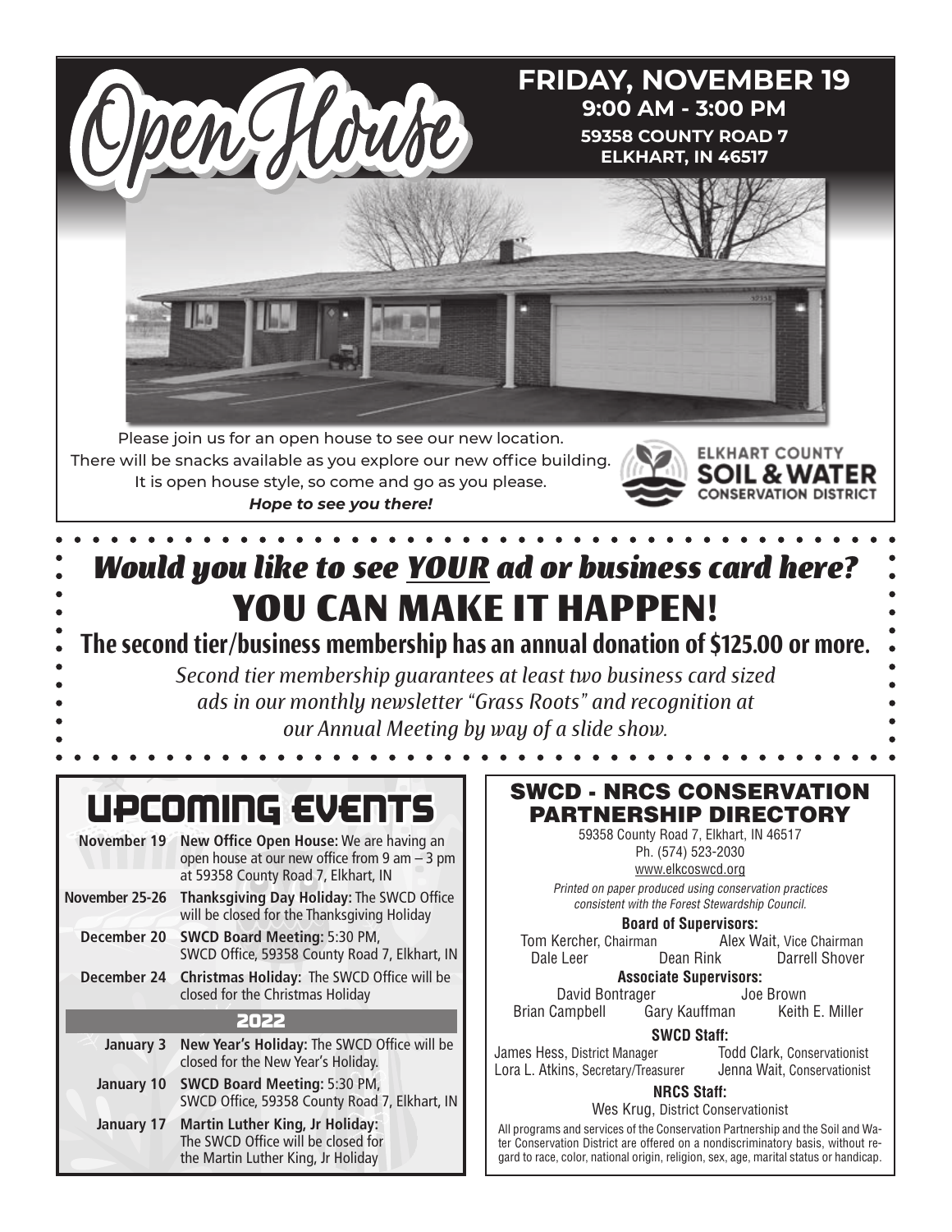# Open House

**FRIDAY, NOVEMBER 19**
**9:00 AM - 3:00 PM**
**59358 COUNTY ROAD 7**
**ELKHART, IN 46517**

Please join us for an open house to see our new location.
There will be snacks available as you explore our new office building.
It is open house style, so come and go as you please.
***Hope to see you there!***

ELKHART COUNTY
**SOIL & WATER**
CONSERVATION DISTRICT

## *Would you like to see YOUR ad or business card here?*

## YOU CAN MAKE IT HAPPEN!

**The second tier/business membership has an annual donation of $125.00 or more.**

*Second tier membership guarantees at least two business card sized ads in our monthly newsletter "Grass Roots" and recognition at our Annual Meeting by way of a slide show.*

## UPCOMING EVENTS

| | |
|---|---|
| **November 19** | **New Office Open House:** We are having an open house at our new office from 9 am – 3 pm at 59358 County Road 7, Elkhart, IN |
| **November 25-26** | **Thanksgiving Day Holiday:** The SWCD Office will be closed for the Thanksgiving Holiday |
| **December 20** | **SWCD Board Meeting:** 5:30 PM, SWCD Office, 59358 County Road 7, Elkhart, IN |
| **December 24** | **Christmas Holiday:** The SWCD Office will be closed for the Christmas Holiday |
| **2022** | |
| **January 3** | **New Year's Holiday:** The SWCD Office will be closed for the New Year's Holiday. |
| **January 10** | **SWCD Board Meeting:** 5:30 PM, SWCD Office, 59358 County Road 7, Elkhart, IN |
| **January 17** | **Martin Luther King, Jr Holiday:** The SWCD Office will be closed for the Martin Luther King, Jr Holiday |

## SWCD - NRCS CONSERVATION PARTNERSHIP DIRECTORY

59358 County Road 7, Elkhart, IN 46517
Ph. (574) 523-2030
www.elkcoswcd.org

*Printed on paper produced using conservation practices consistent with the Forest Stewardship Council.*

**Board of Supervisors:**
Tom Kercher, Chairman
Alex Wait, Vice Chairman
Dale Leer
Dean Rink
Darrell Shover

**Associate Supervisors:**
David Bontrager
Joe Brown
Brian Campbell
Gary Kauffman
Keith E. Miller

**SWCD Staff:**
James Hess, District Manager
Todd Clark, Conservationist
Lora L. Atkins, Secretary/Treasurer
Jenna Wait, Conservationist

**NRCS Staff:**
Wes Krug, District Conservationist

All programs and services of the Conservation Partnership and the Soil and Water Conservation District are offered on a nondiscriminatory basis, without regard to race, color, national origin, religion, sex, age, marital status or handicap.